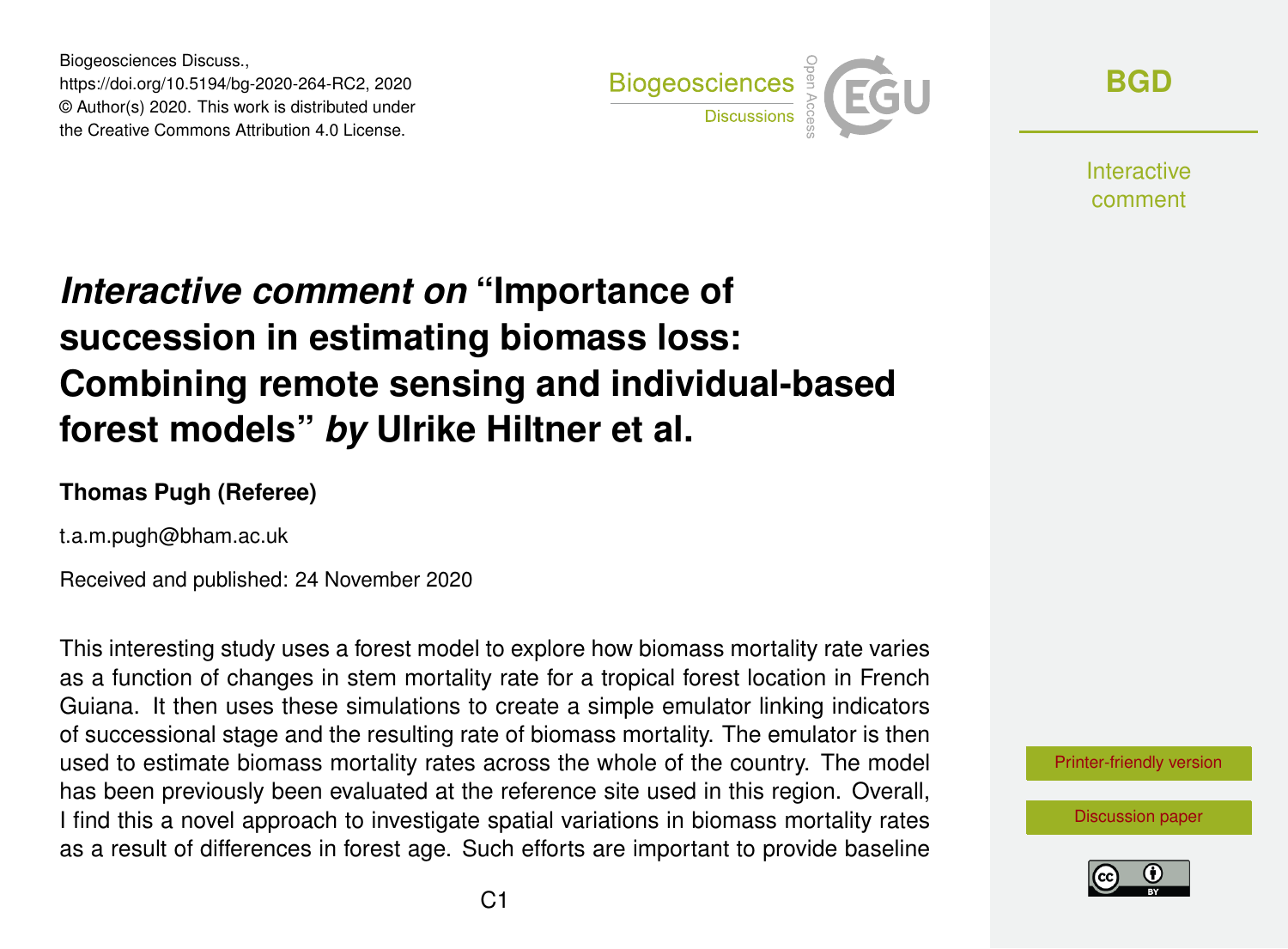Biogeosciences Discuss.,
https://doi.org/10.5194/bg-2020-264-RC2, 2020
© Author(s) 2020. This work is distributed under
the Creative Commons Attribution 4.0 License.

# *Interactive comment on* "Importance of succession in estimating biomass loss: Combining remote sensing and individual-based forest models" *by* Ulrike Hiltner et al.

**Thomas Pugh (Referee)**

t.a.m.pugh@bham.ac.uk

Received and published: 24 November 2020

This interesting study uses a forest model to explore how biomass mortality rate varies as a function of changes in stem mortality rate for a tropical forest location in French Guiana. It then uses these simulations to create a simple emulator linking indicators of successional stage and the resulting rate of biomass mortality. The emulator is then used to estimate biomass mortality rates across the whole of the country. The model has been previously been evaluated at the reference site used in this region. Overall, I find this a novel approach to investigate spatial variations in biomass mortality rates as a result of differences in forest age. Such efforts are important to provide baseline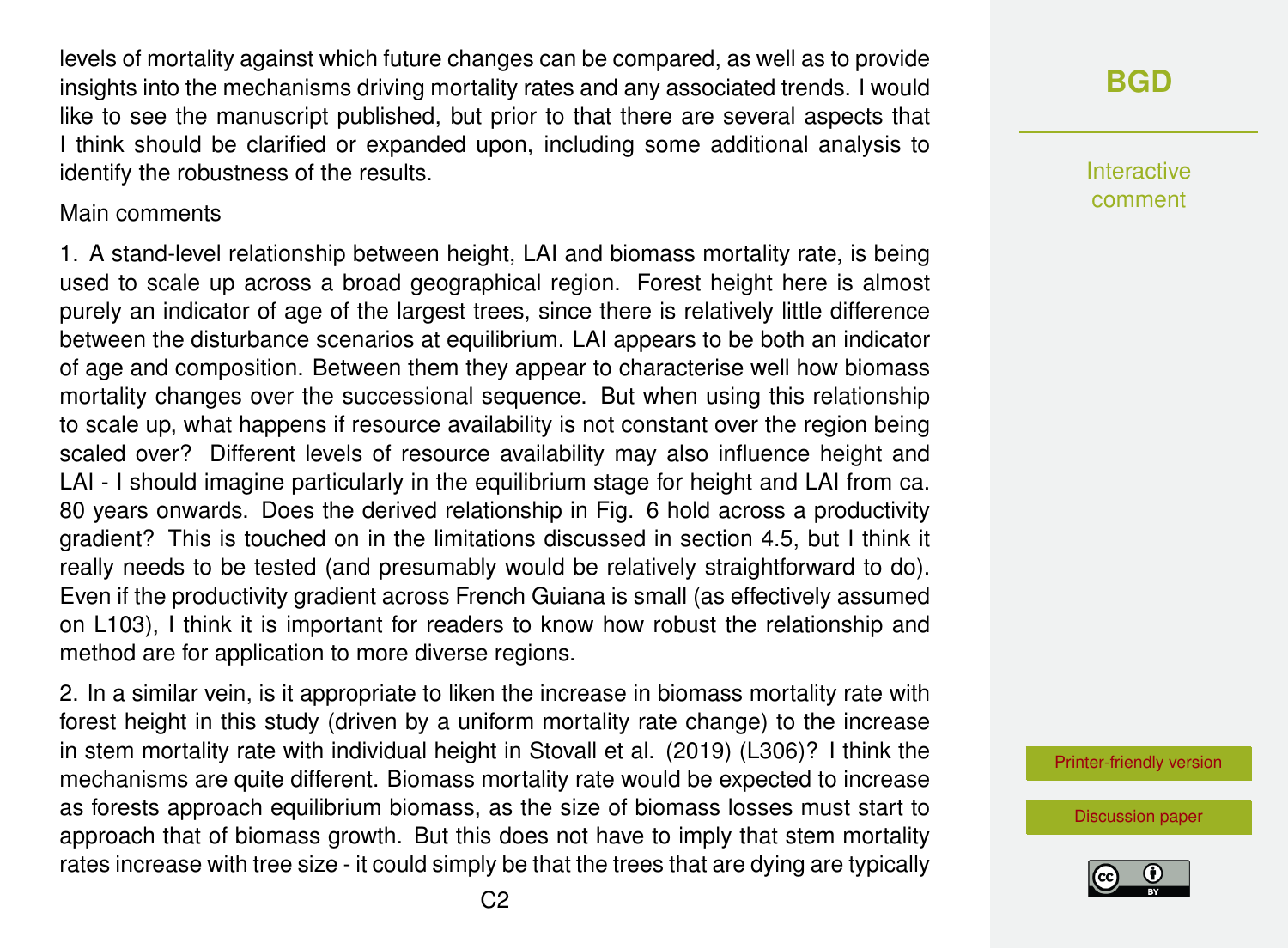levels of mortality against which future changes can be compared, as well as to provide insights into the mechanisms driving mortality rates and any associated trends. I would like to see the manuscript published, but prior to that there are several aspects that I think should be clarified or expanded upon, including some additional analysis to identify the robustness of the results.

Main comments

1. A stand-level relationship between height, LAI and biomass mortality rate, is being used to scale up across a broad geographical region. Forest height here is almost purely an indicator of age of the largest trees, since there is relatively little difference between the disturbance scenarios at equilibrium. LAI appears to be both an indicator of age and composition. Between them they appear to characterise well how biomass mortality changes over the successional sequence. But when using this relationship to scale up, what happens if resource availability is not constant over the region being scaled over? Different levels of resource availability may also influence height and LAI - I should imagine particularly in the equilibrium stage for height and LAI from ca. 80 years onwards. Does the derived relationship in Fig. 6 hold across a productivity gradient? This is touched on in the limitations discussed in section 4.5, but I think it really needs to be tested (and presumably would be relatively straightforward to do). Even if the productivity gradient across French Guiana is small (as effectively assumed on L103), I think it is important for readers to know how robust the relationship and method are for application to more diverse regions.

2. In a similar vein, is it appropriate to liken the increase in biomass mortality rate with forest height in this study (driven by a uniform mortality rate change) to the increase in stem mortality rate with individual height in Stovall et al. (2019) (L306)? I think the mechanisms are quite different. Biomass mortality rate would be expected to increase as forests approach equilibrium biomass, as the size of biomass losses must start to approach that of biomass growth. But this does not have to imply that stem mortality rates increase with tree size - it could simply be that the trees that are dying are typically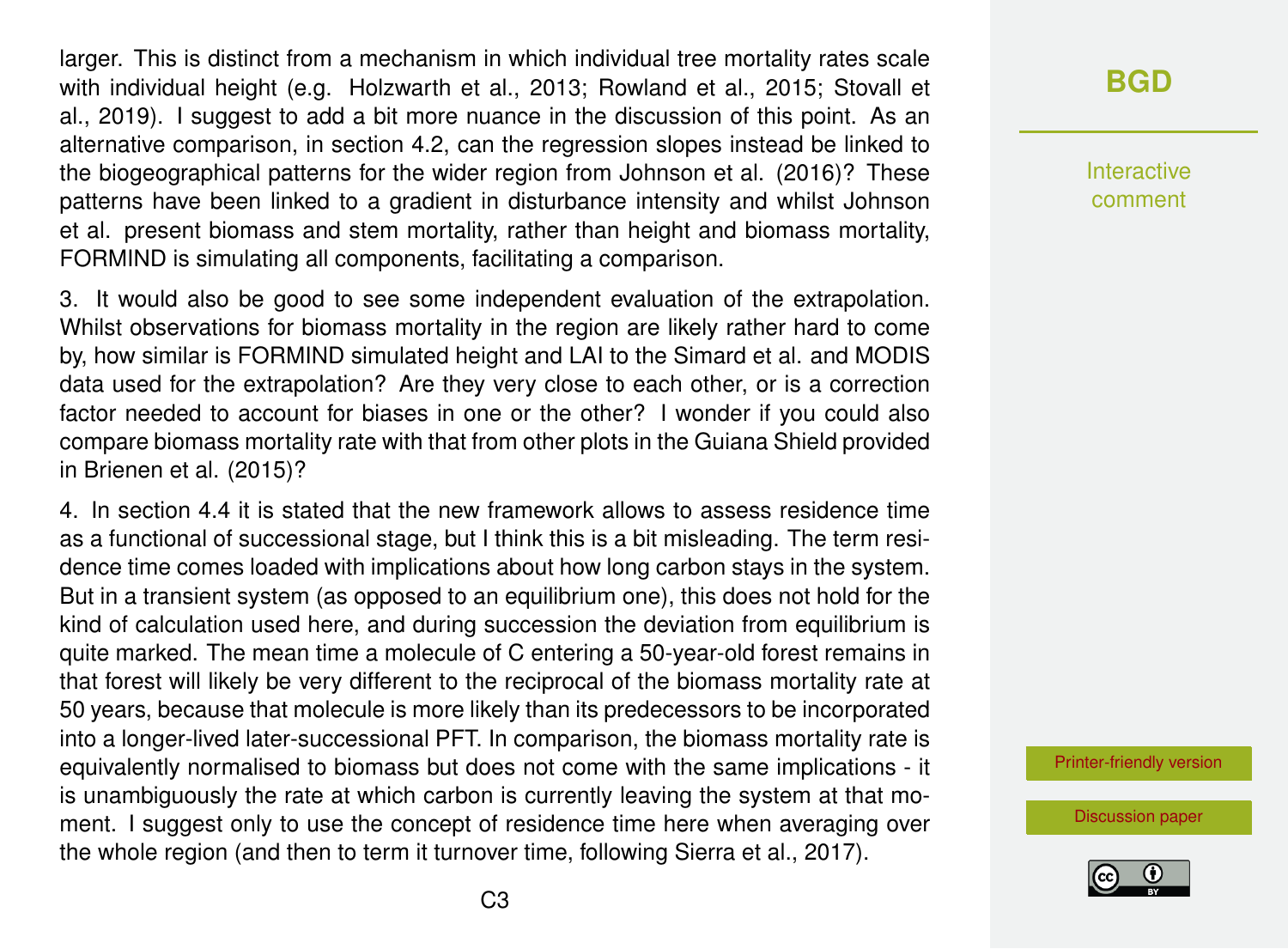larger. This is distinct from a mechanism in which individual tree mortality rates scale with individual height (e.g. Holzwarth et al., 2013; Rowland et al., 2015; Stovall et al., 2019). I suggest to add a bit more nuance in the discussion of this point. As an alternative comparison, in section 4.2, can the regression slopes instead be linked to the biogeographical patterns for the wider region from Johnson et al. (2016)? These patterns have been linked to a gradient in disturbance intensity and whilst Johnson et al. present biomass and stem mortality, rather than height and biomass mortality, FORMIND is simulating all components, facilitating a comparison.

3. It would also be good to see some independent evaluation of the extrapolation. Whilst observations for biomass mortality in the region are likely rather hard to come by, how similar is FORMIND simulated height and LAI to the Simard et al. and MODIS data used for the extrapolation? Are they very close to each other, or is a correction factor needed to account for biases in one or the other? I wonder if you could also compare biomass mortality rate with that from other plots in the Guiana Shield provided in Brienen et al. (2015)?

4. In section 4.4 it is stated that the new framework allows to assess residence time as a functional of successional stage, but I think this is a bit misleading. The term residence time comes loaded with implications about how long carbon stays in the system. But in a transient system (as opposed to an equilibrium one), this does not hold for the kind of calculation used here, and during succession the deviation from equilibrium is quite marked. The mean time a molecule of C entering a 50-year-old forest remains in that forest will likely be very different to the reciprocal of the biomass mortality rate at 50 years, because that molecule is more likely than its predecessors to be incorporated into a longer-lived later-successional PFT. In comparison, the biomass mortality rate is equivalently normalised to biomass but does not come with the same implications - it is unambiguously the rate at which carbon is currently leaving the system at that moment. I suggest only to use the concept of residence time here when averaging over the whole region (and then to term it turnover time, following Sierra et al., 2017).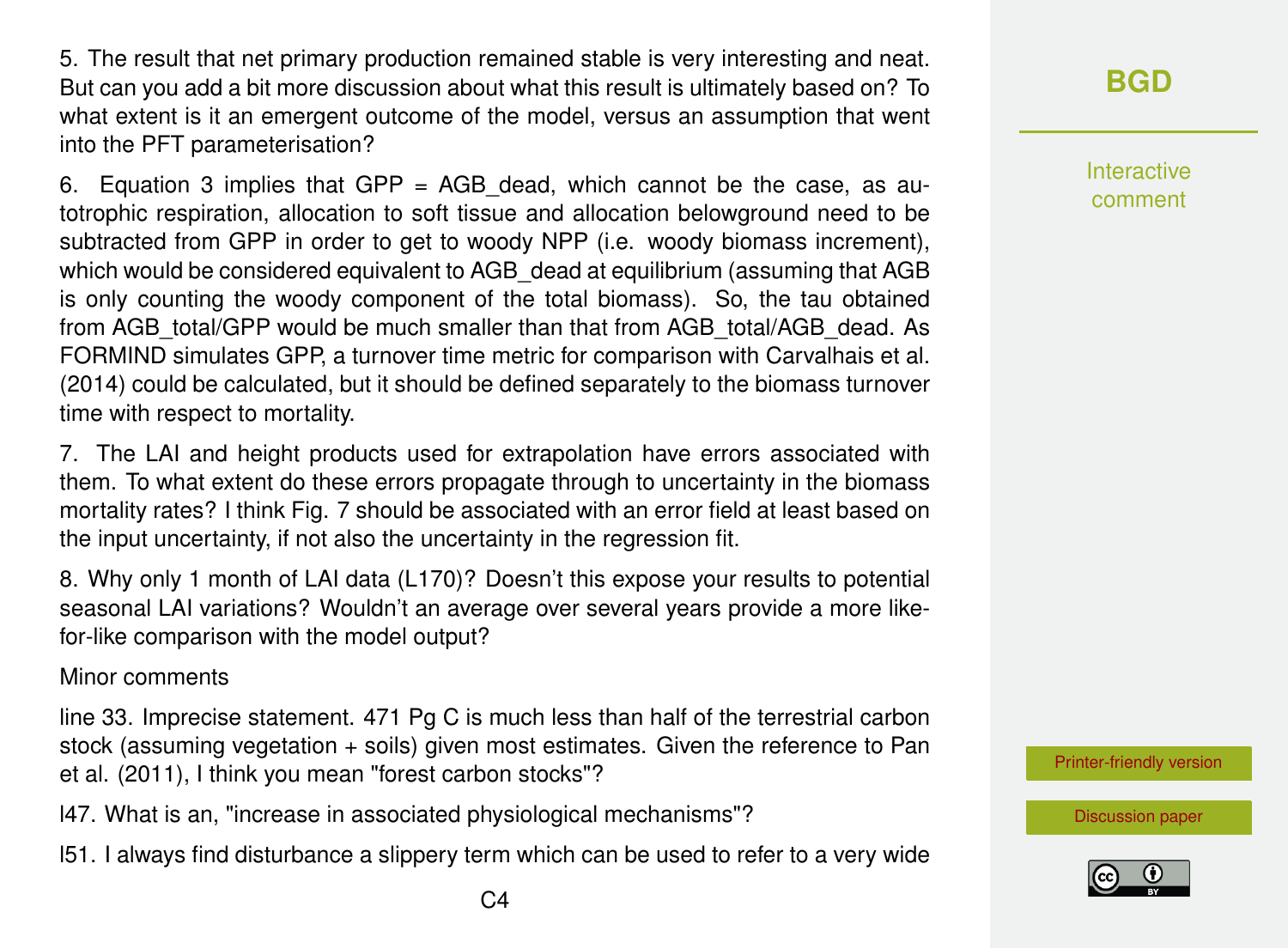5. The result that net primary production remained stable is very interesting and neat. But can you add a bit more discussion about what this result is ultimately based on? To what extent is it an emergent outcome of the model, versus an assumption that went into the PFT parameterisation?

6. Equation 3 implies that GPP = $AGB_{dead}$, which cannot be the case, as autotrophic respiration, allocation to soft tissue and allocation belowground need to be subtracted from GPP in order to get to woody NPP (i.e. woody biomass increment), which would be considered equivalent to $AGB_{dead}$ at equilibrium (assuming that AGB is only counting the woody component of the total biomass). So, the tau obtained from $AGB_{total}$/GPP would be much smaller than that from $AGB_{total}$/$AGB_{dead}$. As FORMIND simulates GPP, a turnover time metric for comparison with Carvalhais et al. (2014) could be calculated, but it should be defined separately to the biomass turnover time with respect to mortality.

7. The LAI and height products used for extrapolation have errors associated with them. To what extent do these errors propagate through to uncertainty in the biomass mortality rates? I think Fig. 7 should be associated with an error field at least based on the input uncertainty, if not also the uncertainty in the regression fit.

8. Why only 1 month of LAI data (L170)? Doesn't this expose your results to potential seasonal LAI variations? Wouldn't an average over several years provide a more like-for-like comparison with the model output?

Minor comments

line 33. Imprecise statement. 471 Pg C is much less than half of the terrestrial carbon stock (assuming vegetation + soils) given most estimates. Given the reference to Pan et al. (2011), I think you mean "forest carbon stocks"?

l47. What is an, "increase in associated physiological mechanisms"?

l51. I always find disturbance a slippery term which can be used to refer to a very wide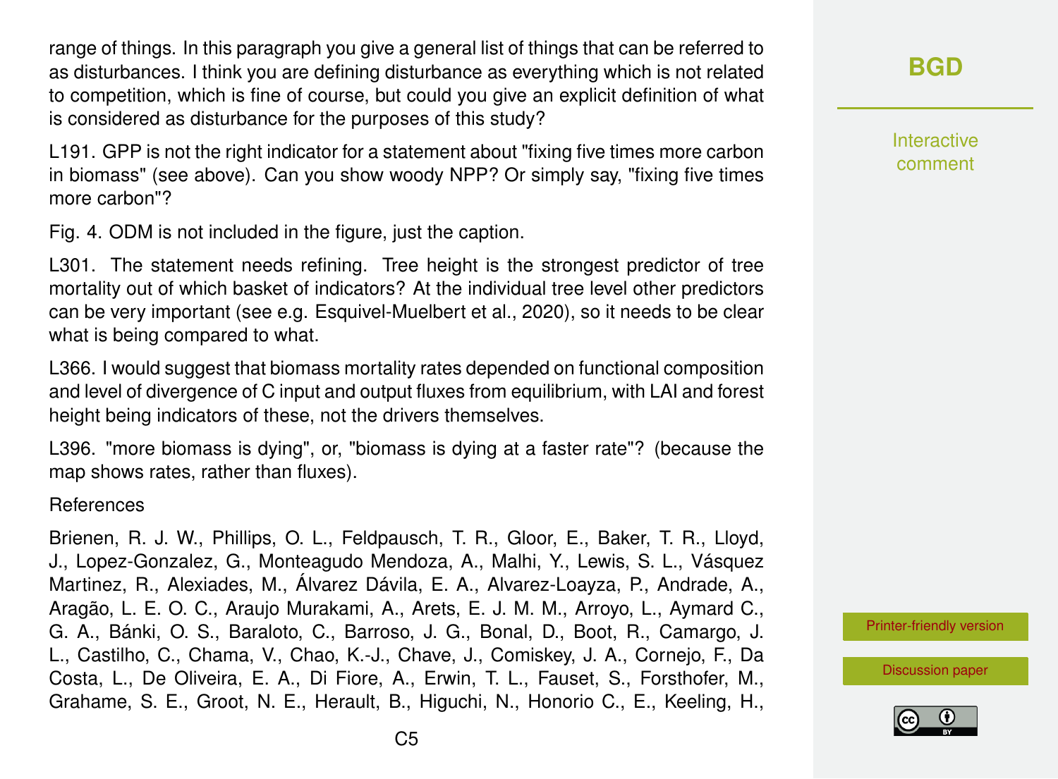range of things. In this paragraph you give a general list of things that can be referred to as disturbances. I think you are defining disturbance as everything which is not related to competition, which is fine of course, but could you give an explicit definition of what is considered as disturbance for the purposes of this study?

L191. GPP is not the right indicator for a statement about "fixing five times more carbon in biomass" (see above). Can you show woody NPP? Or simply say, "fixing five times more carbon"?

Fig. 4. ODM is not included in the figure, just the caption.

L301. The statement needs refining. Tree height is the strongest predictor of tree mortality out of which basket of indicators? At the individual tree level other predictors can be very important (see e.g. Esquivel-Muelbert et al., 2020), so it needs to be clear what is being compared to what.

L366. I would suggest that biomass mortality rates depended on functional composition and level of divergence of C input and output fluxes from equilibrium, with LAI and forest height being indicators of these, not the drivers themselves.

L396. "more biomass is dying", or, "biomass is dying at a faster rate"? (because the map shows rates, rather than fluxes).

References

Brienen, R. J. W., Phillips, O. L., Feldpausch, T. R., Gloor, E., Baker, T. R., Lloyd, J., Lopez-Gonzalez, G., Monteagudo Mendoza, A., Malhi, Y., Lewis, S. L., Vásquez Martinez, R., Alexiades, M., Álvarez Dávila, E. A., Alvarez-Loayza, P., Andrade, A., Aragão, L. E. O. C., Araujo Murakami, A., Arets, E. J. M. M., Arroyo, L., Aymard C., G. A., Bánki, O. S., Baraloto, C., Barroso, J. G., Bonal, D., Boot, R., Camargo, J. L., Castilho, C., Chama, V., Chao, K.-J., Chave, J., Comiskey, J. A., Cornejo, F., Da Costa, L., De Oliveira, E. A., Di Fiore, A., Erwin, T. L., Fauset, S., Forsthofer, M., Grahame, S. E., Groot, N. E., Herault, B., Higuchi, N., Honorio C., E., Keeling, H.,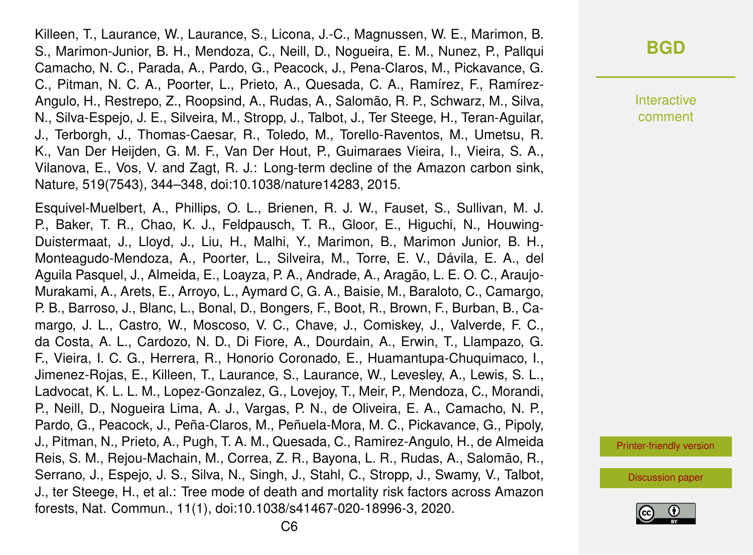Killeen, T., Laurance, W., Laurance, S., Licona, J.-C., Magnussen, W. E., Marimon, B. S., Marimon-Junior, B. H., Mendoza, C., Neill, D., Nogueira, E. M., Nunez, P., Pallqui Camacho, N. C., Parada, A., Pardo, G., Peacock, J., Pena-Claros, M., Pickavance, G. C., Pitman, N. C. A., Poorter, L., Prieto, A., Quesada, C. A., Ramírez, F., Ramírez-Angulo, H., Restrepo, Z., Roopsind, A., Rudas, A., Salomão, R. P., Schwarz, M., Silva, N., Silva-Espejo, J. E., Silveira, M., Stropp, J., Talbot, J., Ter Steege, H., Teran-Aguilar, J., Terborgh, J., Thomas-Caesar, R., Toledo, M., Torello-Raventos, M., Umetsu, R. K., Van Der Heijden, G. M. F., Van Der Hout, P., Guimaraes Vieira, I., Vieira, S. A., Vilanova, E., Vos, V. and Zagt, R. J.: Long-term decline of the Amazon carbon sink, Nature, 519(7543), 344–348, doi:10.1038/nature14283, 2015.

Esquivel-Muelbert, A., Phillips, O. L., Brienen, R. J. W., Fauset, S., Sullivan, M. J. P., Baker, T. R., Chao, K. J., Feldpausch, T. R., Gloor, E., Higuchi, N., Houwing-Duistermaat, J., Lloyd, J., Liu, H., Malhi, Y., Marimon, B., Marimon Junior, B. H., Monteagudo-Mendoza, A., Poorter, L., Silveira, M., Torre, E. V., Dávila, E. A., del Aguila Pasquel, J., Almeida, E., Loayza, P. A., Andrade, A., Aragão, L. E. O. C., Araujo-Murakami, A., Arets, E., Arroyo, L., Aymard C, G. A., Baisie, M., Baraloto, C., Camargo, P. B., Barroso, J., Blanc, L., Bonal, D., Bongers, F., Boot, R., Brown, F., Burban, B., Camargo, J. L., Castro, W., Moscoso, V. C., Chave, J., Comiskey, J., Valverde, F. C., da Costa, A. L., Cardozo, N. D., Di Fiore, A., Dourdain, A., Erwin, T., Llampazo, G. F., Vieira, I. C. G., Herrera, R., Honorio Coronado, E., Huamantupa-Chuquimaco, I., Jimenez-Rojas, E., Killeen, T., Laurance, S., Laurance, W., Levesley, A., Lewis, S. L., Ladvocat, K. L. L. M., Lopez-Gonzalez, G., Lovejoy, T., Meir, P., Mendoza, C., Morandi, P., Neill, D., Nogueira Lima, A. J., Vargas, P. N., de Oliveira, E. A., Camacho, N. P., Pardo, G., Peacock, J., Peña-Claros, M., Peñuela-Mora, M. C., Pickavance, G., Pipoly, J., Pitman, N., Prieto, A., Pugh, T. A. M., Quesada, C., Ramirez-Angulo, H., de Almeida Reis, S. M., Rejou-Machain, M., Correa, Z. R., Bayona, L. R., Rudas, A., Salomão, R., Serrano, J., Espejo, J. S., Silva, N., Singh, J., Stahl, C., Stropp, J., Swamy, V., Talbot, J., ter Steege, H., et al.: Tree mode of death and mortality risk factors across Amazon forests, Nat. Commun., 11(1), doi:10.1038/s41467-020-18996-3, 2020.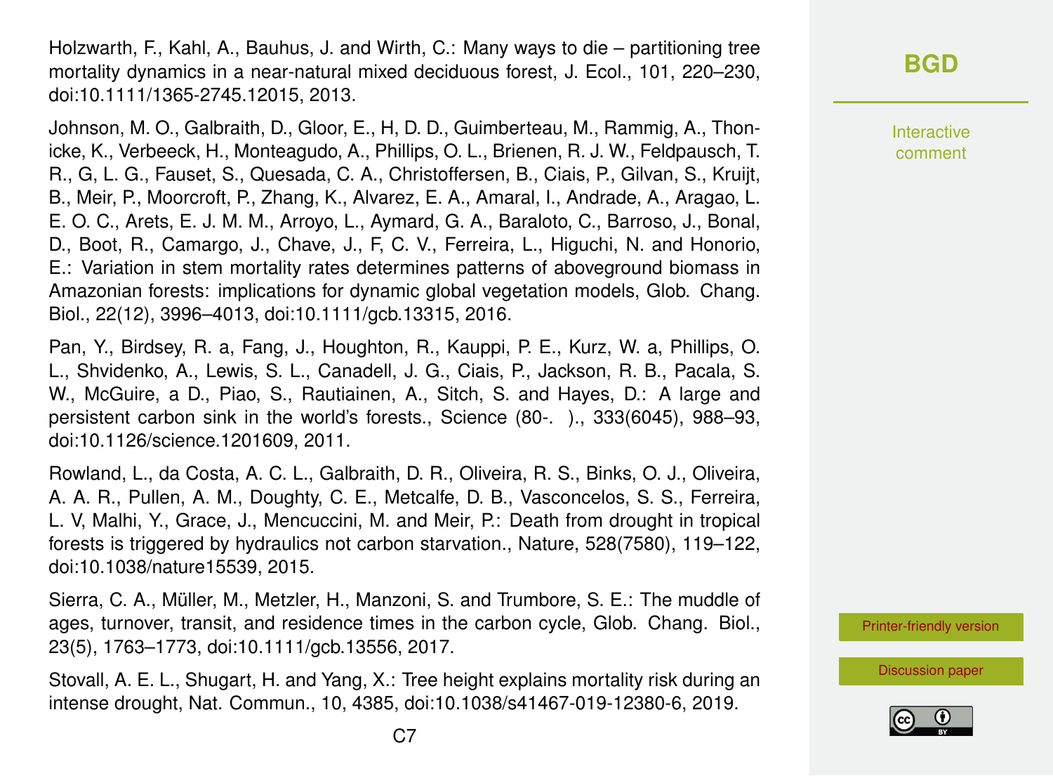Holzwarth, F., Kahl, A., Bauhus, J. and Wirth, C.: Many ways to die – partitioning tree mortality dynamics in a near-natural mixed deciduous forest, J. Ecol., 101, 220–230, doi:10.1111/1365-2745.12015, 2013.

Johnson, M. O., Galbraith, D., Gloor, E., H, D. D., Guimberteau, M., Rammig, A., Thonicke, K., Verbeeck, H., Monteagudo, A., Phillips, O. L., Brienen, R. J. W., Feldpausch, T. R., G, L. G., Fauset, S., Quesada, C. A., Christoffersen, B., Ciais, P., Gilvan, S., Kruijt, B., Meir, P., Moorcroft, P., Zhang, K., Alvarez, E. A., Amaral, I., Andrade, A., Aragao, L. E. O. C., Arets, E. J. M. M., Arroyo, L., Aymard, G. A., Baraloto, C., Barroso, J., Bonal, D., Boot, R., Camargo, J., Chave, J., F, C. V., Ferreira, L., Higuchi, N. and Honorio, E.: Variation in stem mortality rates determines patterns of aboveground biomass in Amazonian forests: implications for dynamic global vegetation models, Glob. Chang. Biol., 22(12), 3996–4013, doi:10.1111/gcb.13315, 2016.

Pan, Y., Birdsey, R. a, Fang, J., Houghton, R., Kauppi, P. E., Kurz, W. a, Phillips, O. L., Shvidenko, A., Lewis, S. L., Canadell, J. G., Ciais, P., Jackson, R. B., Pacala, S. W., McGuire, a D., Piao, S., Rautiainen, A., Sitch, S. and Hayes, D.: A large and persistent carbon sink in the world's forests., Science (80-. )., 333(6045), 988–93, doi:10.1126/science.1201609, 2011.

Rowland, L., da Costa, A. C. L., Galbraith, D. R., Oliveira, R. S., Binks, O. J., Oliveira, A. A. R., Pullen, A. M., Doughty, C. E., Metcalfe, D. B., Vasconcelos, S. S., Ferreira, L. V, Malhi, Y., Grace, J., Mencuccini, M. and Meir, P.: Death from drought in tropical forests is triggered by hydraulics not carbon starvation., Nature, 528(7580), 119–122, doi:10.1038/nature15539, 2015.

Sierra, C. A., Müller, M., Metzler, H., Manzoni, S. and Trumbore, S. E.: The muddle of ages, turnover, transit, and residence times in the carbon cycle, Glob. Chang. Biol., 23(5), 1763–1773, doi:10.1111/gcb.13556, 2017.

Stovall, A. E. L., Shugart, H. and Yang, X.: Tree height explains mortality risk during an intense drought, Nat. Commun., 10, 4385, doi:10.1038/s41467-019-12380-6, 2019.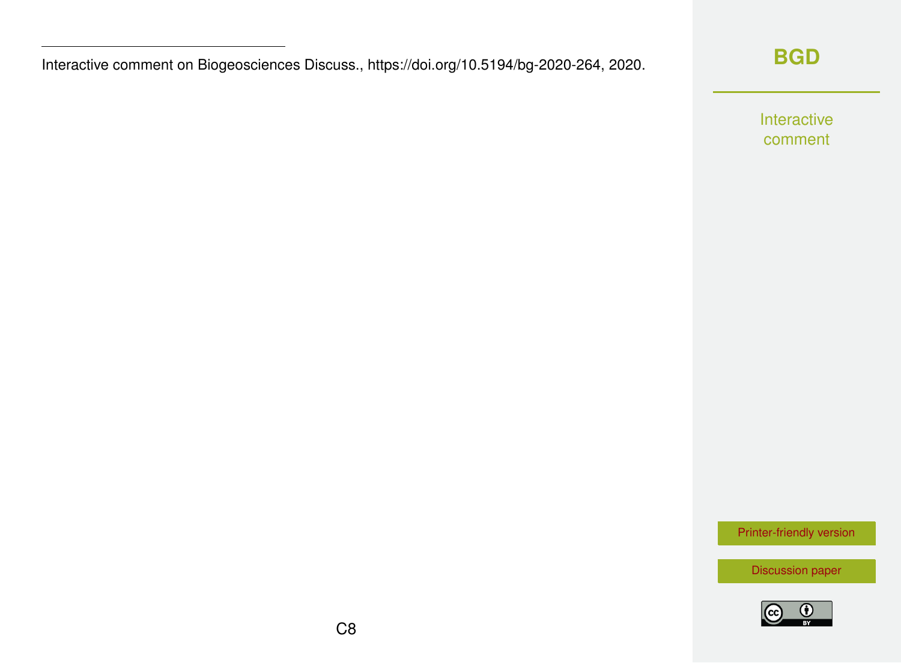Interactive comment on Biogeosciences Discuss., https://doi.org/10.5194/bg-2020-264, 2020.